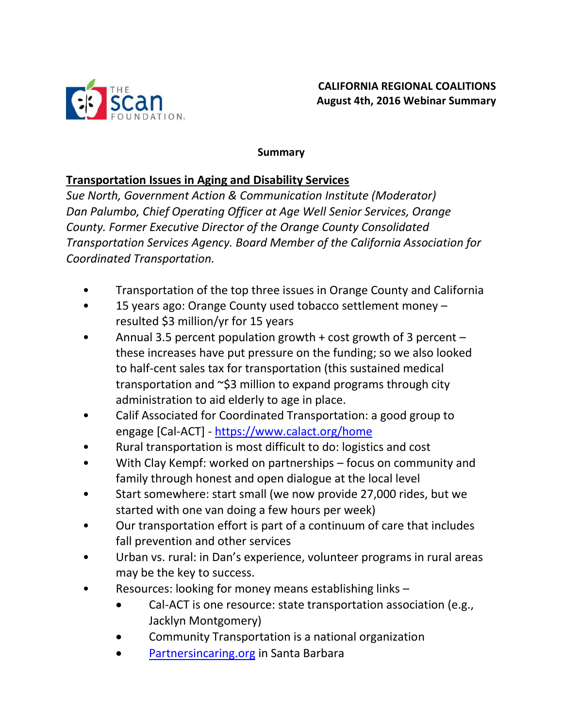**CALIFORNIA REGIONAL COALITIONS**
**August 4th, 2016 Webinar Summary**

**Summary**

## Transportation Issues in Aging and Disability Services

*Sue North, Government Action & Communication Institute (Moderator)*
*Dan Palumbo, Chief Operating Officer at Age Well Senior Services, Orange County. Former Executive Director of the Orange County Consolidated Transportation Services Agency. Board Member of the California Association for Coordinated Transportation.*

- Transportation of the top three issues in Orange County and California
- 15 years ago: Orange County used tobacco settlement money – resulted $3 million/yr for 15 years
- Annual 3.5 percent population growth + cost growth of 3 percent – these increases have put pressure on the funding; so we also looked to half-cent sales tax for transportation (this sustained medical transportation and ~$3 million to expand programs through city administration to aid elderly to age in place.
- Calif Associated for Coordinated Transportation: a good group to engage [Cal-ACT] - https://www.calact.org/home
- Rural transportation is most difficult to do: logistics and cost
- With Clay Kempf: worked on partnerships – focus on community and family through honest and open dialogue at the local level
- Start somewhere: start small (we now provide 27,000 rides, but we started with one van doing a few hours per week)
- Our transportation effort is part of a continuum of care that includes fall prevention and other services
- Urban vs. rural: in Dan's experience, volunteer programs in rural areas may be the key to success.
- Resources: looking for money means establishing links –
  - Cal-ACT is one resource: state transportation association (e.g., Jacklyn Montgomery)
  - Community Transportation is a national organization
  - Partnersincaring.org in Santa Barbara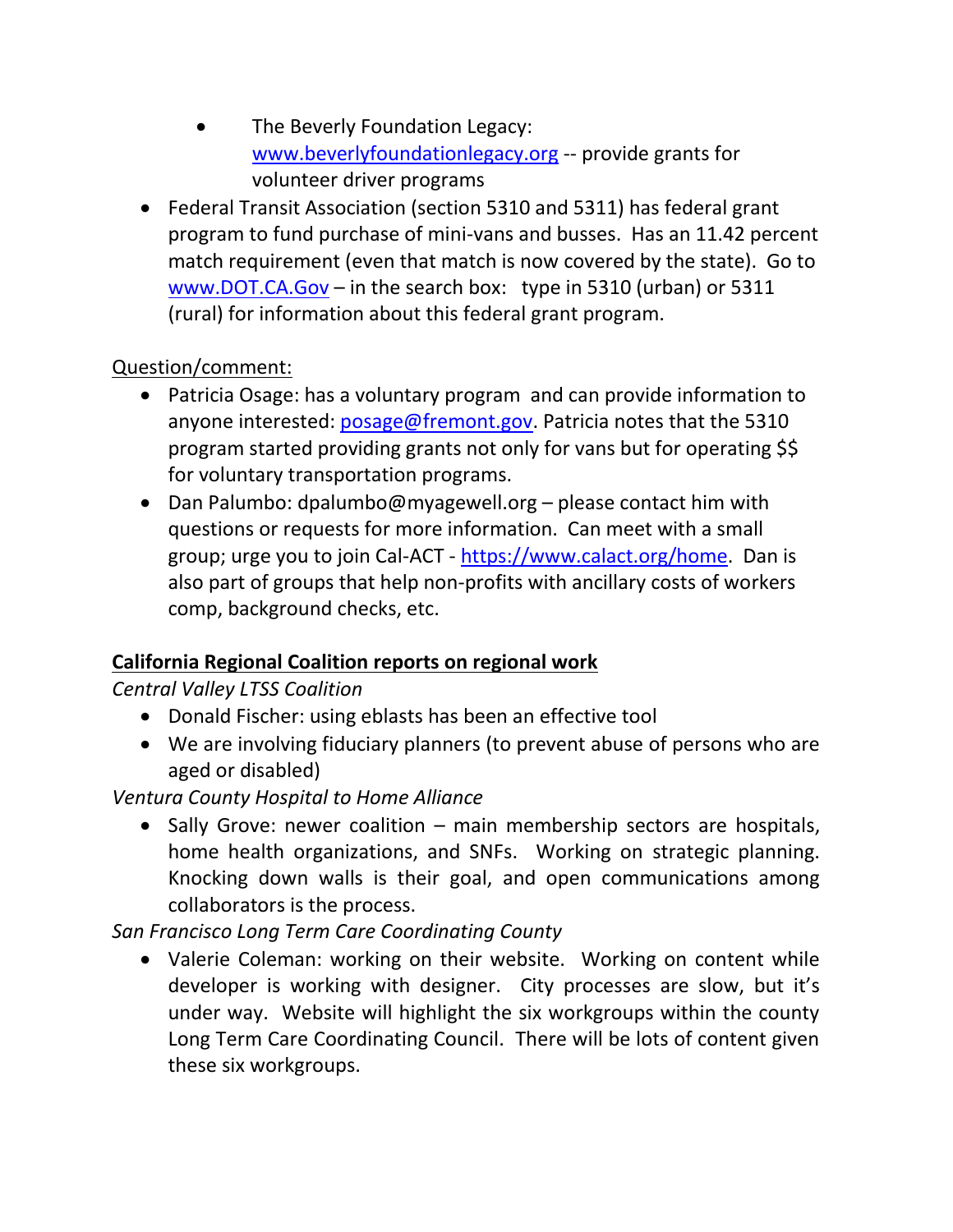- The Beverly Foundation Legacy: www.beverlyfoundationlegacy.org -- provide grants for volunteer driver programs
- Federal Transit Association (section 5310 and 5311) has federal grant program to fund purchase of mini-vans and busses. Has an 11.42 percent match requirement (even that match is now covered by the state). Go to www.DOT.CA.Gov – in the search box: type in 5310 (urban) or 5311 (rural) for information about this federal grant program.

Question/comment:

- Patricia Osage: has a voluntary program and can provide information to anyone interested: posage@fremont.gov. Patricia notes that the 5310 program started providing grants not only for vans but for operating $$ for voluntary transportation programs.
- Dan Palumbo: dpalumbo@myagewell.org – please contact him with questions or requests for more information. Can meet with a small group; urge you to join Cal-ACT - https://www.calact.org/home. Dan is also part of groups that help non-profits with ancillary costs of workers comp, background checks, etc.

**California Regional Coalition reports on regional work**

*Central Valley LTSS Coalition*

- Donald Fischer: using eblasts has been an effective tool
- We are involving fiduciary planners (to prevent abuse of persons who are aged or disabled)

*Ventura County Hospital to Home Alliance*

- Sally Grove: newer coalition – main membership sectors are hospitals, home health organizations, and SNFs. Working on strategic planning. Knocking down walls is their goal, and open communications among collaborators is the process.

*San Francisco Long Term Care Coordinating County*

- Valerie Coleman: working on their website. Working on content while developer is working with designer. City processes are slow, but it's under way. Website will highlight the six workgroups within the county Long Term Care Coordinating Council. There will be lots of content given these six workgroups.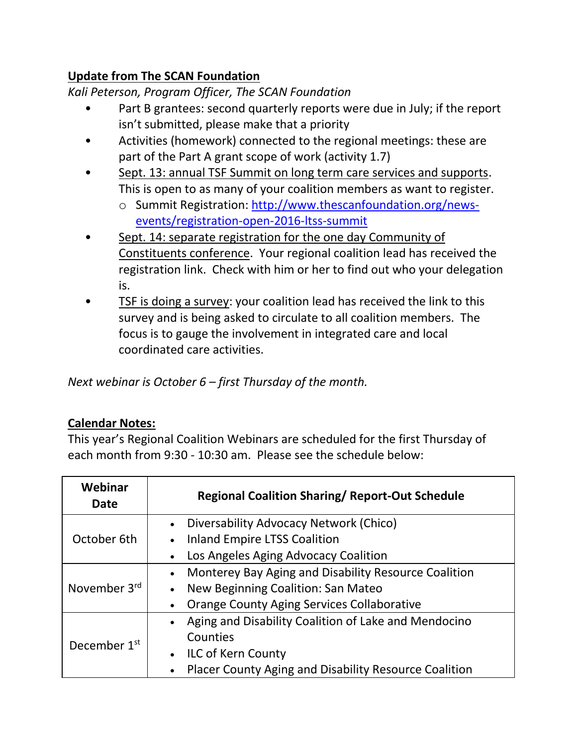**Update from The SCAN Foundation**

*Kali Peterson, Program Officer, The SCAN Foundation*

- Part B grantees: second quarterly reports were due in July; if the report isn't submitted, please make that a priority
- Activities (homework) connected to the regional meetings: these are part of the Part A grant scope of work (activity 1.7)
- Sept. 13: annual TSF Summit on long term care services and supports. This is open to as many of your coalition members as want to register.
  - Summit Registration: http://www.thescanfoundation.org/news-events/registration-open-2016-ltss-summit
- Sept. 14: separate registration for the one day Community of Constituents conference. Your regional coalition lead has received the registration link. Check with him or her to find out who your delegation is.
- TSF is doing a survey: your coalition lead has received the link to this survey and is being asked to circulate to all coalition members. The focus is to gauge the involvement in integrated care and local coordinated care activities.

*Next webinar is October 6 – first Thursday of the month.*

**Calendar Notes:**

This year's Regional Coalition Webinars are scheduled for the first Thursday of each month from 9:30 - 10:30 am. Please see the schedule below:

| Webinar Date | Regional Coalition Sharing/ Report-Out Schedule |
|---|---|
| October 6th | • Diversability Advocacy Network (Chico)<br>• Inland Empire LTSS Coalition<br>• Los Angeles Aging Advocacy Coalition |
| November 3rd | • Monterey Bay Aging and Disability Resource Coalition<br>• New Beginning Coalition: San Mateo<br>• Orange County Aging Services Collaborative |
| December 1st | • Aging and Disability Coalition of Lake and Mendocino Counties<br>• ILC of Kern County<br>• Placer County Aging and Disability Resource Coalition |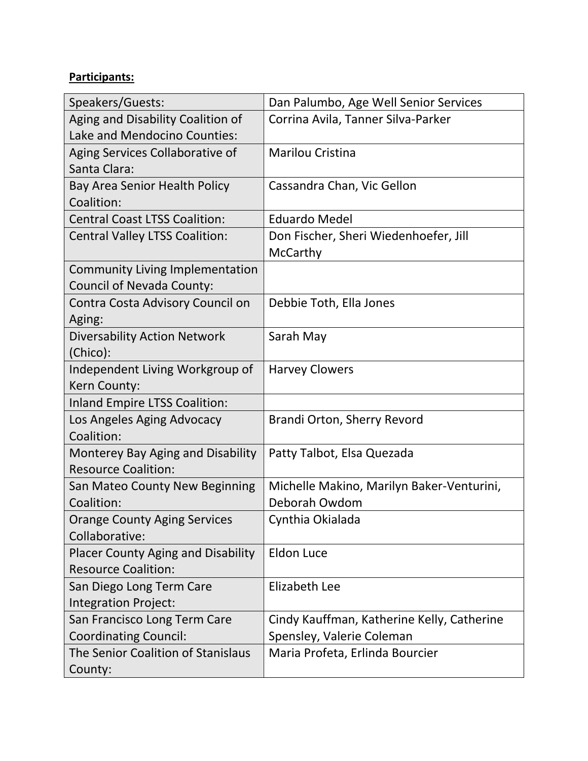**Participants:**

| Speakers/Guests: | Dan Palumbo, Age Well Senior Services |
|---|---|
| Aging and Disability Coalition of Lake and Mendocino Counties: | Corrina Avila, Tanner Silva-Parker |
| Aging Services Collaborative of Santa Clara: | Marilou Cristina |
| Bay Area Senior Health Policy Coalition: | Cassandra Chan, Vic Gellon |
| Central Coast LTSS Coalition: | Eduardo Medel |
| Central Valley LTSS Coalition: | Don Fischer, Sheri Wiedenhoefer, Jill McCarthy |
| Community Living Implementation Council of Nevada County: | |
| Contra Costa Advisory Council on Aging: | Debbie Toth, Ella Jones |
| Diversability Action Network (Chico): | Sarah May |
| Independent Living Workgroup of Kern County: | Harvey Clowers |
| Inland Empire LTSS Coalition: | |
| Los Angeles Aging Advocacy Coalition: | Brandi Orton, Sherry Revord |
| Monterey Bay Aging and Disability Resource Coalition: | Patty Talbot, Elsa Quezada |
| San Mateo County New Beginning Coalition: | Michelle Makino, Marilyn Baker-Venturini, Deborah Owdom |
| Orange County Aging Services Collaborative: | Cynthia Okialada |
| Placer County Aging and Disability Resource Coalition: | Eldon Luce |
| San Diego Long Term Care Integration Project: | Elizabeth Lee |
| San Francisco Long Term Care Coordinating Council: | Cindy Kauffman, Katherine Kelly, Catherine Spensley, Valerie Coleman |
| The Senior Coalition of Stanislaus County: | Maria Profeta, Erlinda Bourcier |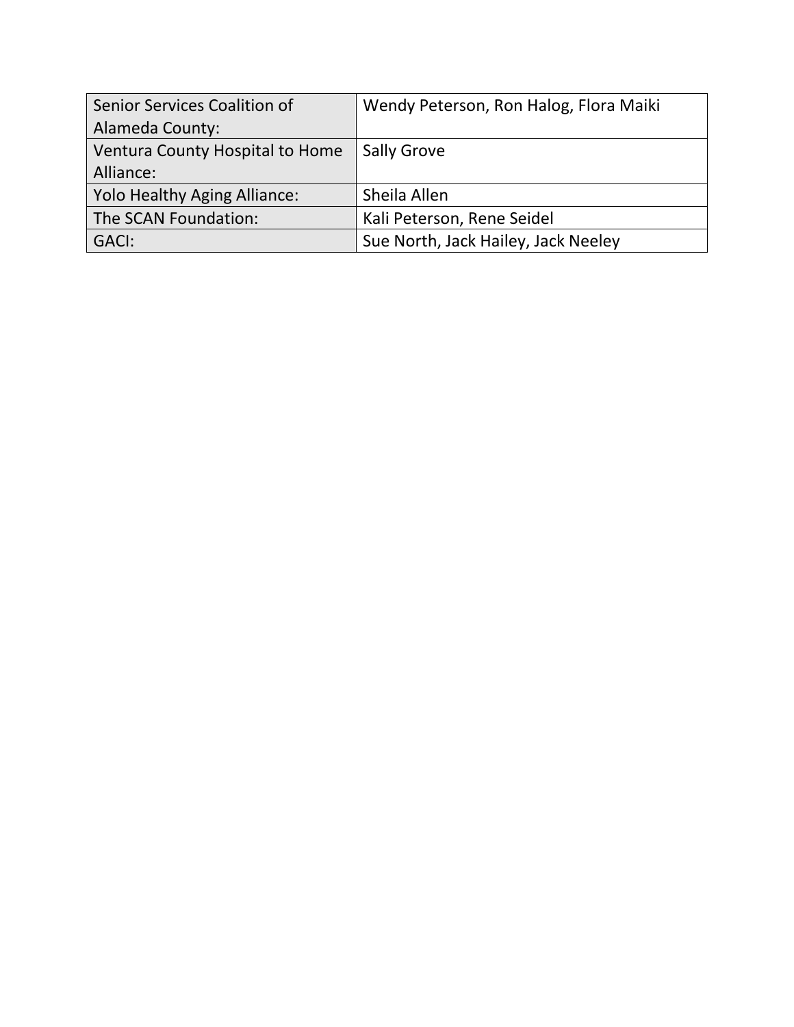| | |
|---|---|
| Senior Services Coalition of Alameda County: | Wendy Peterson, Ron Halog, Flora Maiki |
| Ventura County Hospital to Home Alliance: | Sally Grove |
| Yolo Healthy Aging Alliance: | Sheila Allen |
| The SCAN Foundation: | Kali Peterson, Rene Seidel |
| GACI: | Sue North, Jack Hailey, Jack Neeley |